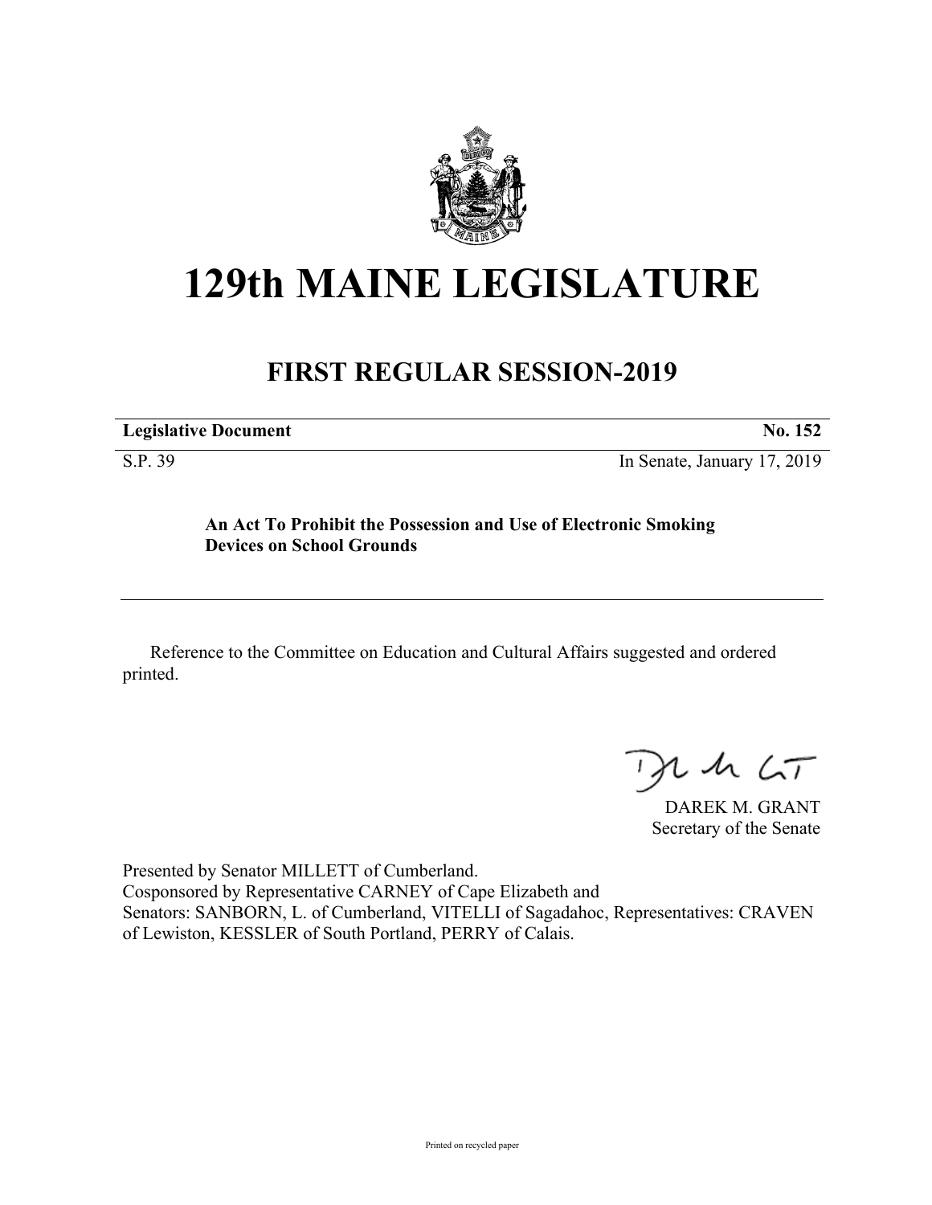# 129th MAINE LEGISLATURE

## FIRST REGULAR SESSION-2019

**Legislative Document** **No. 152**

S.P. 39 In Senate, January 17, 2019

**An Act To Prohibit the Possession and Use of Electronic Smoking Devices on School Grounds**

Reference to the Committee on Education and Cultural Affairs suggested and ordered printed.

DAREK M. GRANT
Secretary of the Senate

Presented by Senator MILLETT of Cumberland.
Cosponsored by Representative CARNEY of Cape Elizabeth and
Senators: SANBORN, L. of Cumberland, VITELLI of Sagadahoc, Representatives: CRAVEN of Lewiston, KESSLER of South Portland, PERRY of Calais.

Printed on recycled paper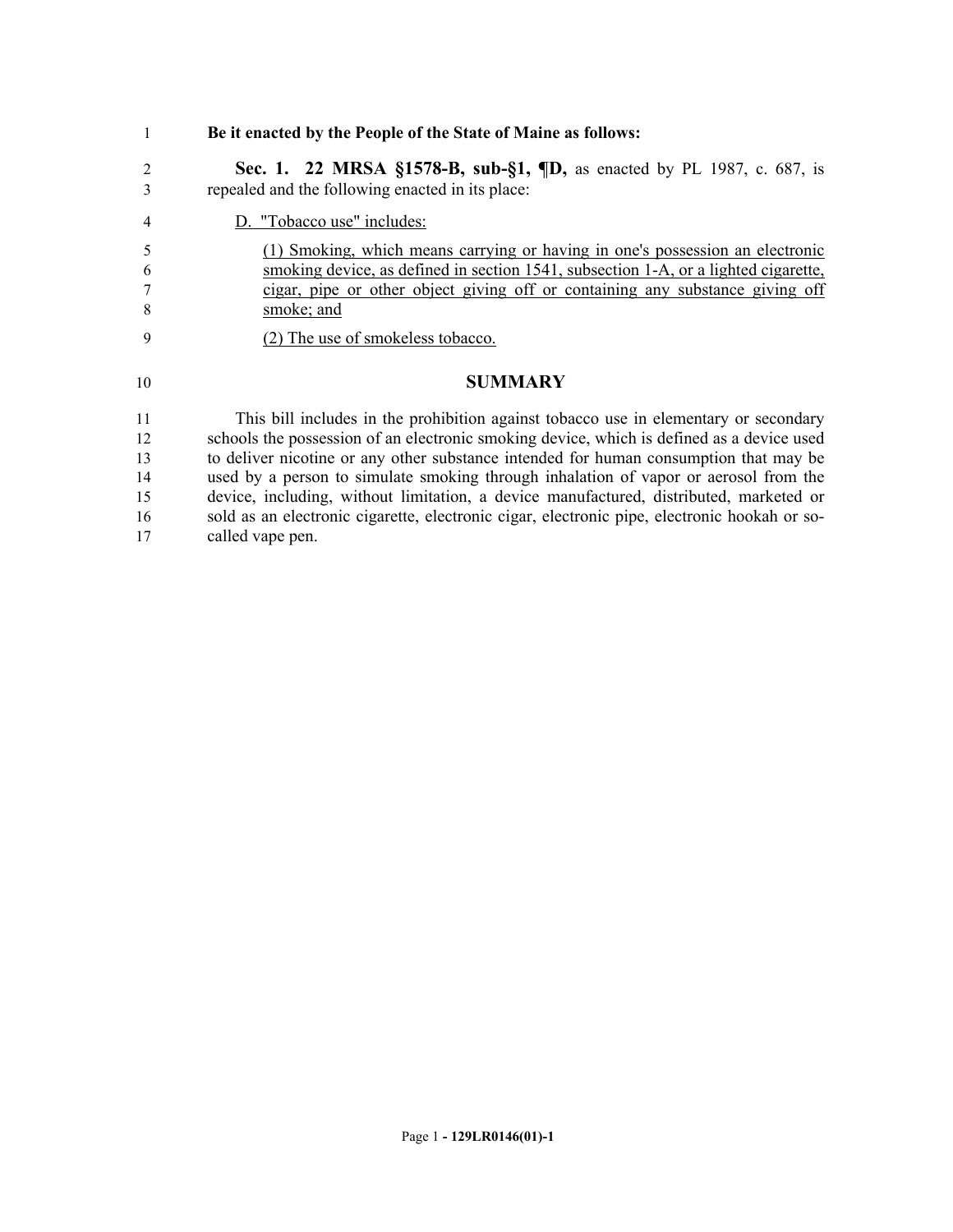**Be it enacted by the People of the State of Maine as follows:**

**Sec. 1. 22 MRSA §1578-B, sub-§1, ¶D,** as enacted by PL 1987, c. 687, is repealed and the following enacted in its place:

D. "Tobacco use" includes:

(1) Smoking, which means carrying or having in one's possession an electronic smoking device, as defined in section 1541, subsection 1-A, or a lighted cigarette, cigar, pipe or other object giving off or containing any substance giving off smoke; and

(2) The use of smokeless tobacco.

## SUMMARY

This bill includes in the prohibition against tobacco use in elementary or secondary schools the possession of an electronic smoking device, which is defined as a device used to deliver nicotine or any other substance intended for human consumption that may be used by a person to simulate smoking through inhalation of vapor or aerosol from the device, including, without limitation, a device manufactured, distributed, marketed or sold as an electronic cigarette, electronic cigar, electronic pipe, electronic hookah or so-called vape pen.